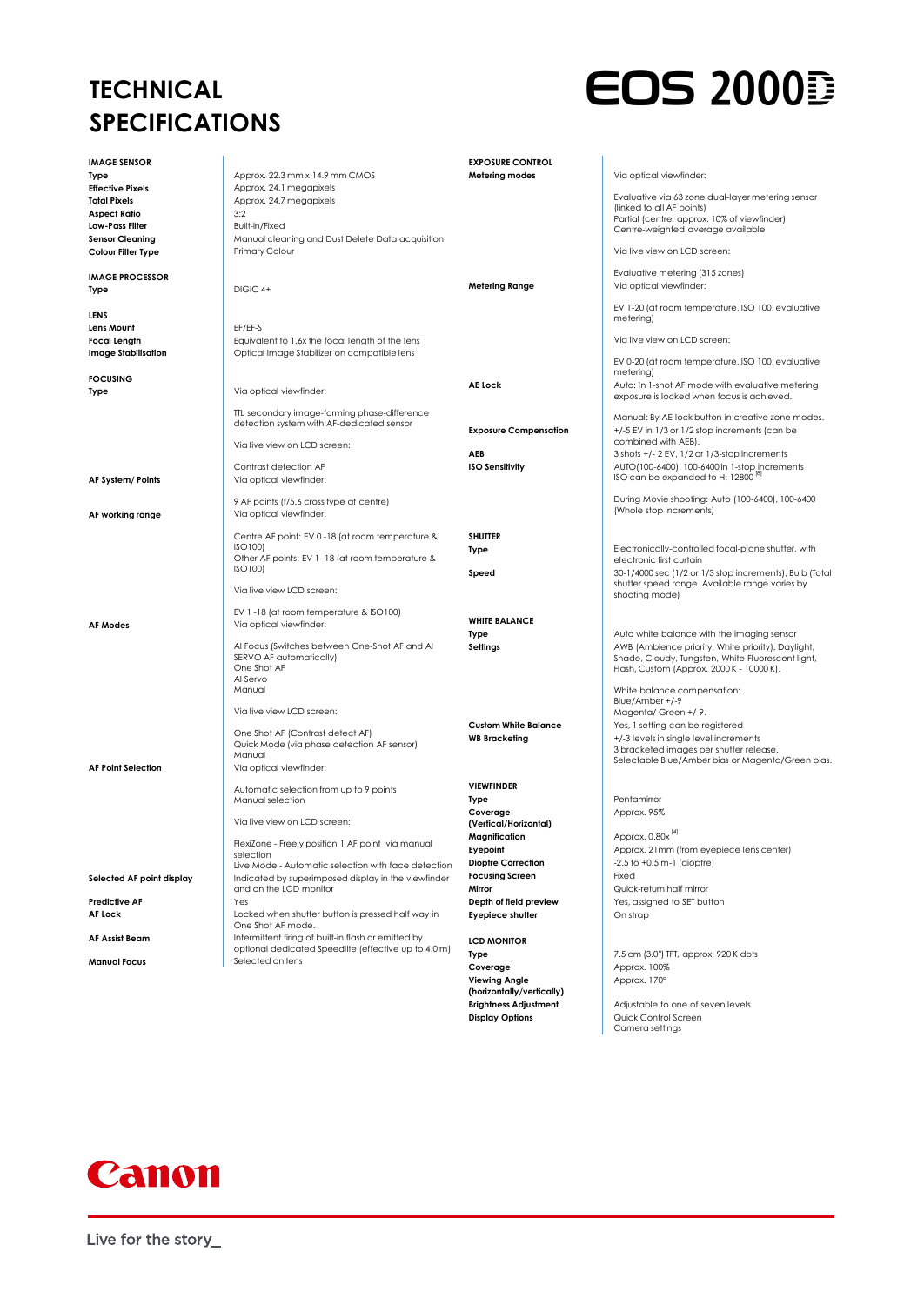# TECHNICAL SPECIFICATIONS

# EOS 2000D

## IMAGE SENSOR

| | |
|---|---|
| **Type** | Approx. 22.3 mm x 14.9 mm CMOS |
| **Effective Pixels** | Approx. 24.1 megapixels |
| **Total Pixels** | Approx. 24.7 megapixels |
| **Aspect Ratio** | 3:2 |
| **Low-Pass Filter** | Built-in/Fixed |
| **Sensor Cleaning** | Manual cleaning and Dust Delete Data acquisition |
| **Colour Filter Type** | Primary Colour |

## IMAGE PROCESSOR

| | |
|---|---|
| **Type** | DIGIC 4+ |

## LENS

| | |
|---|---|
| **Lens Mount** | EF/EF-S |
| **Focal Length** | Equivalent to 1.6x the focal length of the lens |
| **Image Stabilisation** | Optical Image Stabilizer on compatible lens |

## FOCUSING

| | |
|---|---|
| **Type** | Via optical viewfinder:<br><br>TTL secondary image-forming phase-difference detection system with AF-dedicated sensor<br><br>Via live view on LCD screen:<br><br>Contrast detection AF |
| **AF System/ Points** | Via optical viewfinder:<br><br>9 AF points (f/5.6 cross type at centre) |
| **AF working range** | Via optical viewfinder:<br><br>Centre AF point: EV 0 -18 (at room temperature & ISO100)<br>Other AF points: EV 1 -18 (at room temperature & ISO100)<br><br>Via live view LCD screen:<br><br>EV 1 -18 (at room temperature & ISO100) |
| **AF Modes** | Via optical viewfinder:<br><br>AI Focus (Switches between One-Shot AF and AI SERVO AF automatically)<br>One Shot AF<br>AI Servo<br>Manual<br><br>Via live view LCD screen:<br><br>One Shot AF (Contrast detect AF)<br>Quick Mode (via phase detection AF sensor)<br>Manual |
| **AF Point Selection** | Via optical viewfinder:<br><br>Automatic selection from up to 9 points<br>Manual selection<br><br>Via live view on LCD screen:<br><br>FlexiZone - Freely position 1 AF point via manual selection<br>Live Mode - Automatic selection with face detection |
| **Selected AF point display** | Indicated by superimposed display in the viewfinder and on the LCD monitor |
| **Predictive AF** | Yes |
| **AF Lock** | Locked when shutter button is pressed half way in One Shot AF mode. |
| **AF Assist Beam** | Intermittent firing of built-in flash or emitted by optional dedicated Speedlite (effective up to 4.0 m) |
| **Manual Focus** | Selected on lens |

## EXPOSURE CONTROL

| | |
|---|---|
| **Metering modes** | Via optical viewfinder:<br><br>Evaluative via 63 zone dual-layer metering sensor (linked to all AF points)<br>Partial (centre, approx. 10% of viewfinder)<br>Centre-weighted average available<br><br>Via live view on LCD screen:<br><br>Evaluative metering (315 zones) |
| **Metering Range** | Via optical viewfinder:<br><br>EV 1-20 (at room temperature, ISO 100, evaluative metering)<br><br>Via live view on LCD screen:<br><br>EV 0-20 (at room temperature, ISO 100, evaluative metering) |
| **AE Lock** | Auto: In 1-shot AF mode with evaluative metering exposure is locked when focus is achieved.<br><br>Manual: By AE lock button in creative zone modes. |
| **Exposure Compensation** | +/-5 EV in 1/3 or 1/2 stop increments (can be combined with AEB). |
| **AEB** | 3 shots +/- 2 EV, 1/2 or 1/3-stop increments |
| **ISO Sensitivity** | AUTO(100-6400), 100-6400 in 1-stop increments<br>ISO can be expanded to H: 12800 [8]<br><br>During Movie shooting: Auto (100-6400), 100-6400 (Whole stop increments) |

## SHUTTER

| | |
|---|---|
| **Type** | Electronically-controlled focal-plane shutter, with electronic first curtain |
| **Speed** | 30-1/4000 sec (1/2 or 1/3 stop increments), Bulb (Total shutter speed range. Available range varies by shooting mode) |

## WHITE BALANCE

| | |
|---|---|
| **Type** | Auto white balance with the imaging sensor |
| **Settings** | AWB (Ambience priority, White priority), Daylight, Shade, Cloudy, Tungsten, White Fluorescent light, Flash, Custom (Approx. 2000 K - 10000 K).<br><br>White balance compensation:<br>Blue/Amber +/-9<br>Magenta/ Green +/-9. |
| **Custom White Balance** | Yes, 1 setting can be registered |
| **WB Bracketing** | +/-3 levels in single level increments<br>3 bracketed images per shutter release.<br>Selectable Blue/Amber bias or Magenta/Green bias. |

## VIEWFINDER

| | |
|---|---|
| **Type** | Pentamirror |
| **Coverage (Vertical/Horizontal)** | Approx. 95% |
| **Magnification** | Approx. 0.80x [4] |
| **Eyepoint** | Approx. 21mm (from eyepiece lens center) |
| **Dioptre Correction** | -2.5 to +0.5 m-1 (dioptre) |
| **Focusing Screen** | Fixed |
| **Mirror** | Quick-return half mirror |
| **Depth of field preview** | Yes, assigned to SET button |
| **Eyepiece shutter** | On strap |

## LCD MONITOR

| | |
|---|---|
| **Type** | 7.5 cm (3.0") TFT, approx. 920 K dots |
| **Coverage** | Approx. 100% |
| **Viewing Angle (horizontally/vertically)** | Approx. 170° |
| **Brightness Adjustment** | Adjustable to one of seven levels |
| **Display Options** | Quick Control Screen<br>Camera settings |

Canon

Live for the story_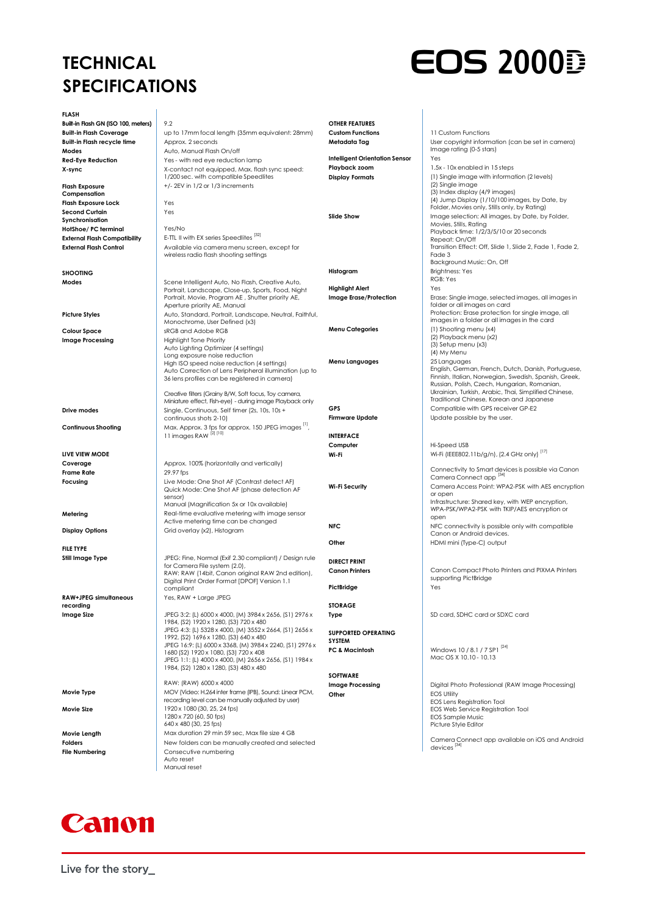# TECHNICAL SPECIFICATIONS

# EOS 2000D

## FLASH

| | |
|---|---|
| **Built-in Flash GN (ISO 100, meters)** | 9.2 |
| **Built-in Flash Coverage** | up to 17mm focal length (35mm equivalent: 28mm) |
| **Built-in Flash recycle time** | Approx. 2 seconds |
| **Modes** | Auto, Manual Flash On/off |
| **Red-Eye Reduction** | Yes - with red eye reduction lamp |
| **X-sync** | X-contact not equipped, Max. flash sync speed: 1/200 sec. with compatible Speedlites |
| **Flash Exposure Compensation** | +/- 2EV in 1/2 or 1/3 increments |
| **Flash Exposure Lock** | Yes |
| **Second Curtain Synchronisation** | Yes |
| **HotShoe/ PC terminal** | Yes/No |
| **External Flash Compatibility** | E-TTL II with EX series Speedlites [32] |
| **External Flash Control** | Available via camera menu screen, except for wireless radio flash shooting settings |

## SHOOTING

| | |
|---|---|
| **Modes** | Scene Intelligent Auto, No Flash, Creative Auto, Portrait, Landscape, Close-up, Sports, Food, Night Portrait, Movie, Program AE , Shutter priority AE, Aperture priority AE, Manual |
| **Picture Styles** | Auto, Standard, Portrait, Landscape, Neutral, Faithful, Monochrome, User Defined (x3) |
| **Colour Space** | sRGB and Adobe RGB |
| **Image Processing** | Highlight Tone Priority<br>Auto Lighting Optimizer (4 settings)<br>Long exposure noise reduction<br>High ISO speed noise reduction (4 settings)<br>Auto Correction of Lens Peripheral illumination (up to 36 lens profiles can be registered in camera)<br><br>Creative filters (Grainy B/W, Soft focus, Toy camera, Miniature effect, Fish-eye) - during image Playback only |
| **Drive modes** | Single, Continuous, Self timer (2s, 10s, 10s + continuous shots 2-10) |
| **Continuous Shooting** | Max. Approx. 3 fps for approx. 150 JPEG images [1], 11 images RAW [2] [10] |

## LIVE VIEW MODE

| | |
|---|---|
| **Coverage** | Approx. 100% (horizontally and vertically) |
| **Frame Rate** | 29.97 fps |
| **Focusing** | Live Mode: One Shot AF (Contrast detect AF)<br>Quick Mode: One Shot AF (phase detection AF sensor)<br>Manual (Magnification 5x or 10x available) |
| **Metering** | Real-time evaluative metering with image sensor<br>Active metering time can be changed |
| **Display Options** | Grid overlay (x2), Histogram |

## FILE TYPE

| | |
|---|---|
| **Still Image Type** | JPEG: Fine, Normal (Exif 2.30 compliant) / Design rule for Camera File system (2.0),<br>RAW: RAW (14bit, Canon original RAW 2nd edition),<br>Digital Print Order Format [DPOF] Version 1.1 compliant |
| **RAW+JPEG simultaneous recording** | Yes, RAW + Large JPEG |
| **Image Size** | JPEG 3:2: (L) 6000 x 4000, (M) 3984 x 2656, (S1) 2976 x 1984, (S2) 1920 x 1280, (S3) 720 x 480<br>JPEG 4:3: (L) 5328 x 4000, (M) 3552 x 2664, (S1) 2656 x 1992, (S2) 1696 x 1280, (S3) 640 x 480<br>JPEG 16:9: (L) 6000 x 3368, (M) 3984 x 2240, (S1) 2976 x 1680 (S2) 1920 x 1080, (S3) 720 x 408<br>JPEG 1:1: (L) 4000 x 4000, (M) 2656 x 2656, (S1) 1984 x 1984, (S2) 1280 x 1280, (S3) 480 x 480<br><br>RAW: (RAW) 6000 x 4000 |
| **Movie Type** | MOV (Video: H.264 inter frame (IPB), Sound: Linear PCM, recording level can be manually adjusted by user) |
| **Movie Size** | 1920 x 1080 (30, 25, 24 fps)<br>1280 x 720 (60, 50 fps)<br>640 x 480 (30, 25 fps) |
| **Movie Length** | Max duration 29 min 59 sec, Max file size 4 GB |
| **Folders** | New folders can be manually created and selected |
| **File Numbering** | Consecutive numbering<br>Auto reset<br>Manual reset |

## OTHER FEATURES

| | |
|---|---|
| **Custom Functions** | 11 Custom Functions |
| **Metadata Tag** | User copyright information (can be set in camera)<br>Image rating (0-5 stars) |
| **Intelligent Orientation Sensor** | Yes |
| **Playback zoom** | 1.5x - 10x enabled in 15 steps |
| **Display Formats** | (1) Single image with information (2 levels)<br>(2) Single image<br>(3) Index display (4/9 images)<br>(4) Jump Display (1/10/100 images, by Date, by Folder, Movies only, Stills only, by Rating) |
| **Slide Show** | Image selection: All images, by Date, by Folder, Movies, Stills, Rating<br>Playback time: 1/2/3/5/10 or 20 seconds<br>Repeat: On/Off<br>Transition Effect: Off, Slide 1, Slide 2, Fade 1, Fade 2, Fade 3<br>Background Music: On, Off |
| **Histogram** | Brightness: Yes<br>RGB: Yes |
| **Highlight Alert** | Yes |
| **Image Erase/Protection** | Erase: Single image, selected images, all images in folder or all images on card<br>Protection: Erase protection for single image, all images in a folder or all images in the card |
| **Menu Categories** | (1) Shooting menu (x4)<br>(2) Playback menu (x2)<br>(3) Setup menu (x3)<br>(4) My Menu |
| **Menu Languages** | 25 Languages<br>English, German, French, Dutch, Danish, Portuguese, Finnish, Italian, Norwegian, Swedish, Spanish, Greek, Russian, Polish, Czech, Hungarian, Romanian, Ukrainian, Turkish, Arabic, Thai, Simplified Chinese, Traditional Chinese, Korean and Japanese |
| **GPS** | Compatible with GPS receiver GP-E2 |
| **Firmware Update** | Update possible by the user. |

## INTERFACE

| | |
|---|---|
| **Computer** | Hi-Speed USB |
| **Wi-Fi** | Wi-Fi (IEEE802.11b/g/n), (2.4 GHz only) [17]<br><br>Connectivity to Smart devices is possible via Canon Camera Connect app [34] |
| **Wi-Fi Security** | Camera Access Point: WPA2-PSK with AES encryption or open<br>Infrastructure: Shared key, with WEP encryption, WPA-PSK/WPA2-PSK with TKIP/AES encryption or open |
| **NFC** | NFC connectivity is possible only with compatible Canon or Android devices. |
| **Other** | HDMI mini (Type-C) output |

## DIRECT PRINT

| | |
|---|---|
| **Canon Printers** | Canon Compact Photo Printers and PIXMA Printers supporting PictBridge |
| **PictBridge** | Yes |

## STORAGE

| | |
|---|---|
| **Type** | SD card, SDHC card or SDXC card |

## SUPPORTED OPERATING SYSTEM

| | |
|---|---|
| **PC & Macintosh** | Windows 10 / 8.1 / 7 SP1 [24]<br>Mac OS X 10.10 - 10.13 |

## SOFTWARE

| | |
|---|---|
| **Image Processing** | Digital Photo Professional (RAW Image Processing) |
| **Other** | EOS Utility<br>EOS Lens Registration Tool<br>EOS Web Service Registration Tool<br>EOS Sample Music<br>Picture Style Editor<br><br>Camera Connect app available on iOS and Android devices [34] |

Canon

Live for the story_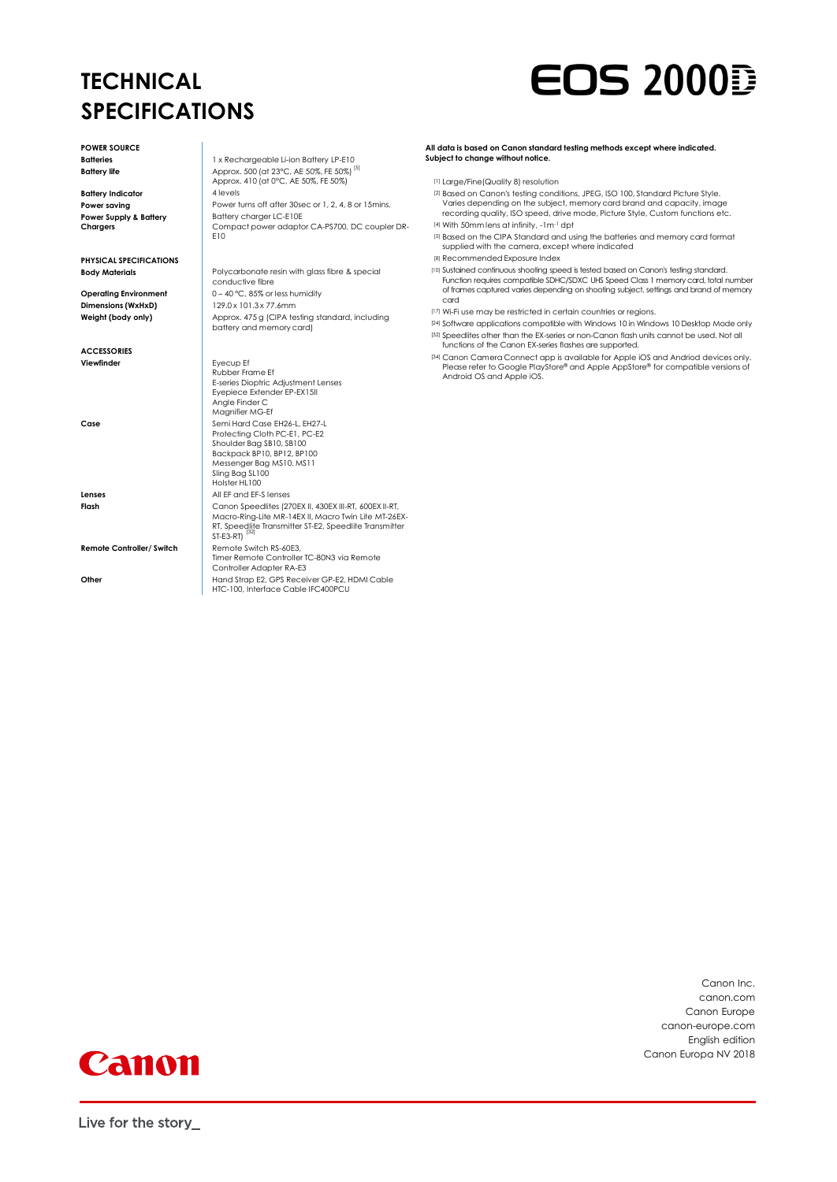# TECHNICAL SPECIFICATIONS

# EOS 2000D

| | |
|---|---|
| **POWER SOURCE** | |
| **Batteries** | 1 x Rechargeable Li-ion Battery LP-E10 |
| **Battery life** | Approx. 500 (at 23°C, AE 50%, FE 50%) [5]<br>Approx. 410 (at 0°C, AE 50%, FE 50%) |
| **Battery Indicator** | 4 levels |
| **Power saving** | Power turns off after 30sec or 1, 2, 4, 8 or 15mins. |
| **Power Supply & Battery Chargers** | Battery charger LC-E10E<br>Compact power adaptor CA-PS700, DC coupler DR-E10 |
| **PHYSICAL SPECIFICATIONS** | |
| **Body Materials** | Polycarbonate resin with glass fibre & special conductive fibre |
| **Operating Environment** | 0 – 40 °C, 85% or less humidity |
| **Dimensions (WxHxD)** | 129.0 x 101.3 x 77.6mm |
| **Weight (body only)** | Approx. 475 g (CIPA testing standard, including battery and memory card) |
| **ACCESSORIES** | |
| **Viewfinder** | Eyecup Ef<br>Rubber Frame Ef<br>E-series Dioptric Adjustment Lenses<br>Eyepiece Extender EP-EX15II<br>Angle Finder C<br>Magnifier MG-Ef |
| **Case** | Semi Hard Case EH26-L, EH27-L<br>Protecting Cloth PC-E1, PC-E2<br>Shoulder Bag SB10, SB100<br>Backpack BP10, BP12, BP100<br>Messenger Bag MS10, MS11<br>Sling Bag SL100<br>Holster HL100 |
| **Lenses** | All EF and EF-S lenses |
| **Flash** | Canon Speedlites (270EX II, 430EX III-RT, 600EX II-RT, Macro-Ring-Lite MR-14EX II, Macro Twin Lite MT-26EX-RT, Speedlite Transmitter ST-E2, Speedlite Transmitter ST-E3-RT) [32] |
| **Remote Controller/ Switch** | Remote Switch RS-60E3,<br>Timer Remote Controller TC-80N3 via Remote Controller Adapter RA-E3 |
| **Other** | Hand Strap E2, GPS Receiver GP-E2, HDMI Cable HTC-100, Interface Cable IFC400PCU |

**All data is based on Canon standard testing methods except where indicated. Subject to change without notice.**

[1] Large/Fine(Quality 8) resolution

[2] Based on Canon's testing conditions, JPEG, ISO 100, Standard Picture Style. Varies depending on the subject, memory card brand and capacity, image recording quality, ISO speed, drive mode, Picture Style, Custom functions etc.

[4] With 50mm lens at infinity, $-1m^{-1}$ dpt

[5] Based on the CIPA Standard and using the batteries and memory card format supplied with the camera, except where indicated

[8] Recommended Exposure Index

[10] Sustained continuous shooting speed is tested based on Canon's testing standard. Function requires compatible SDHC/SDXC UHS Speed Class 1 memory card, total number of frames captured varies depending on shooting subject, settings and brand of memory card

[17] Wi-Fi use may be restricted in certain countries or regions.

[24] Software applications compatible with Windows 10 in Windows 10 Desktop Mode only

[32] Speedlites other than the EX-series or non-Canon flash units cannot be used. Not all functions of the Canon EX-series flashes are supported.

[34] Canon Camera Connect app is available for Apple iOS and Andriod devices only. Please refer to Google PlayStore® and Apple AppStore® for compatible versions of Android OS and Apple iOS.

Canon Inc.
canon.com
Canon Europe
canon-europe.com
English edition
Canon Europa NV 2018

Canon

Live for the story_